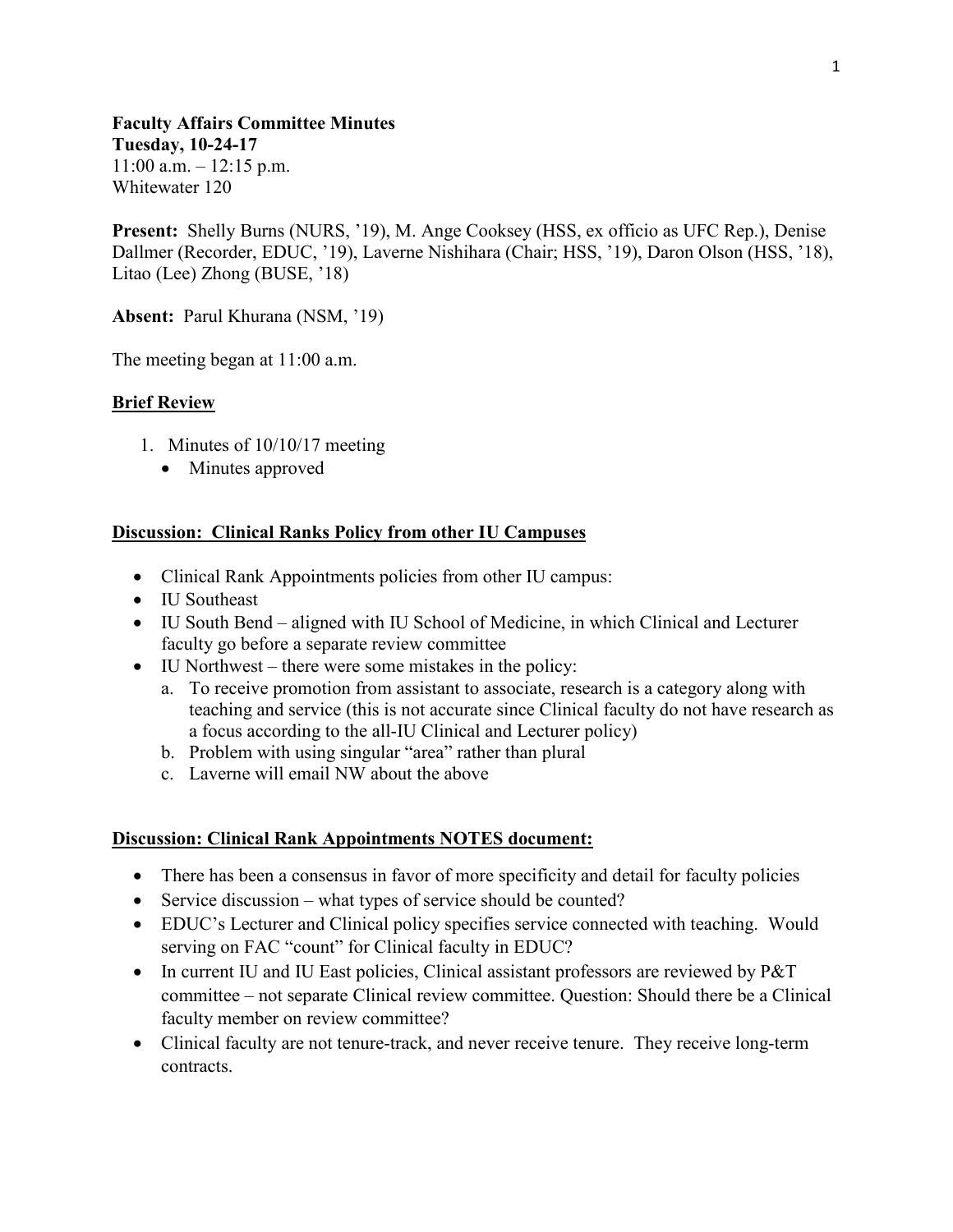**Faculty Affairs Committee Minutes**
**Tuesday, 10-24-17**
11:00 a.m. – 12:15 p.m.
Whitewater 120

**Present:** Shelly Burns (NURS, '19), M. Ange Cooksey (HSS, ex officio as UFC Rep.), Denise Dallmer (Recorder, EDUC, '19), Laverne Nishihara (Chair; HSS, '19), Daron Olson (HSS, '18), Litao (Lee) Zhong (BUSE, '18)

**Absent:** Parul Khurana (NSM, '19)

The meeting began at 11:00 a.m.

**<u>Brief Review</u>**

1. Minutes of 10/10/17 meeting
   - Minutes approved

**<u>Discussion: Clinical Ranks Policy from other IU Campuses</u>**

- Clinical Rank Appointments policies from other IU campus:
- IU Southeast
- IU South Bend – aligned with IU School of Medicine, in which Clinical and Lecturer faculty go before a separate review committee
- IU Northwest – there were some mistakes in the policy:
  a. To receive promotion from assistant to associate, research is a category along with teaching and service (this is not accurate since Clinical faculty do not have research as a focus according to the all-IU Clinical and Lecturer policy)
  b. Problem with using singular "area" rather than plural
  c. Laverne will email NW about the above

**<u>Discussion: Clinical Rank Appointments NOTES document:</u>**

- There has been a consensus in favor of more specificity and detail for faculty policies
- Service discussion – what types of service should be counted?
- EDUC's Lecturer and Clinical policy specifies service connected with teaching. Would serving on FAC "count" for Clinical faculty in EDUC?
- In current IU and IU East policies, Clinical assistant professors are reviewed by P&T committee – not separate Clinical review committee. Question: Should there be a Clinical faculty member on review committee?
- Clinical faculty are not tenure-track, and never receive tenure. They receive long-term contracts.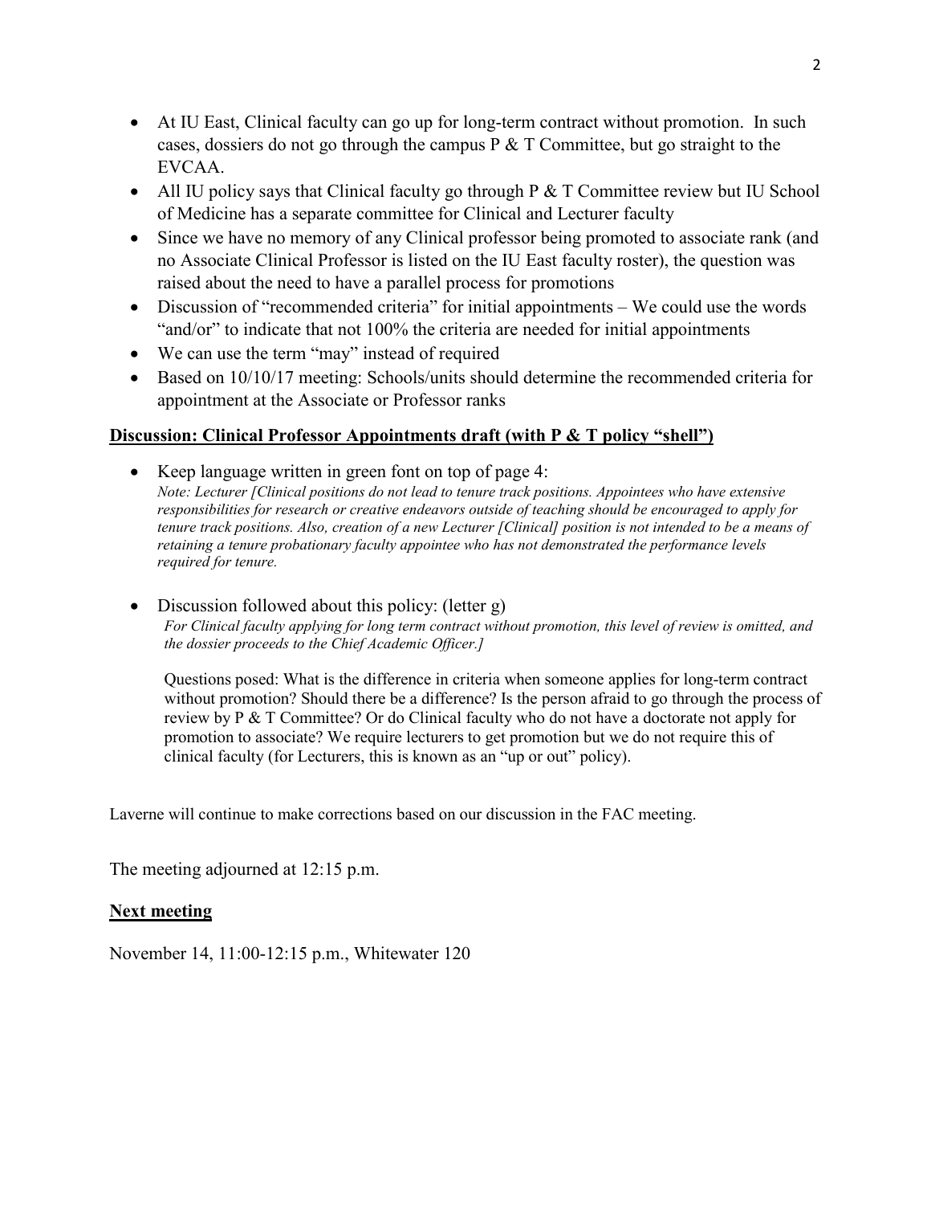- At IU East, Clinical faculty can go up for long-term contract without promotion. In such cases, dossiers do not go through the campus P & T Committee, but go straight to the EVCAA.
- All IU policy says that Clinical faculty go through P & T Committee review but IU School of Medicine has a separate committee for Clinical and Lecturer faculty
- Since we have no memory of any Clinical professor being promoted to associate rank (and no Associate Clinical Professor is listed on the IU East faculty roster), the question was raised about the need to have a parallel process for promotions
- Discussion of "recommended criteria" for initial appointments – We could use the words "and/or" to indicate that not 100% the criteria are needed for initial appointments
- We can use the term "may" instead of required
- Based on 10/10/17 meeting: Schools/units should determine the recommended criteria for appointment at the Associate or Professor ranks

**<u>Discussion: Clinical Professor Appointments draft (with P & T policy "shell")</u>**

- Keep language written in green font on top of page 4:
  *Note: Lecturer [Clinical positions do not lead to tenure track positions. Appointees who have extensive responsibilities for research or creative endeavors outside of teaching should be encouraged to apply for tenure track positions. Also, creation of a new Lecturer [Clinical] position is not intended to be a means of retaining a tenure probationary faculty appointee who has not demonstrated the performance levels required for tenure.*

- Discussion followed about this policy: (letter g)
  *For Clinical faculty applying for long term contract without promotion, this level of review is omitted, and the dossier proceeds to the Chief Academic Officer.]*

  Questions posed: What is the difference in criteria when someone applies for long-term contract without promotion? Should there be a difference? Is the person afraid to go through the process of review by P & T Committee? Or do Clinical faculty who do not have a doctorate not apply for promotion to associate? We require lecturers to get promotion but we do not require this of clinical faculty (for Lecturers, this is known as an "up or out" policy).

Laverne will continue to make corrections based on our discussion in the FAC meeting.

The meeting adjourned at 12:15 p.m.

**<u>Next meeting</u>**

November 14, 11:00-12:15 p.m., Whitewater 120